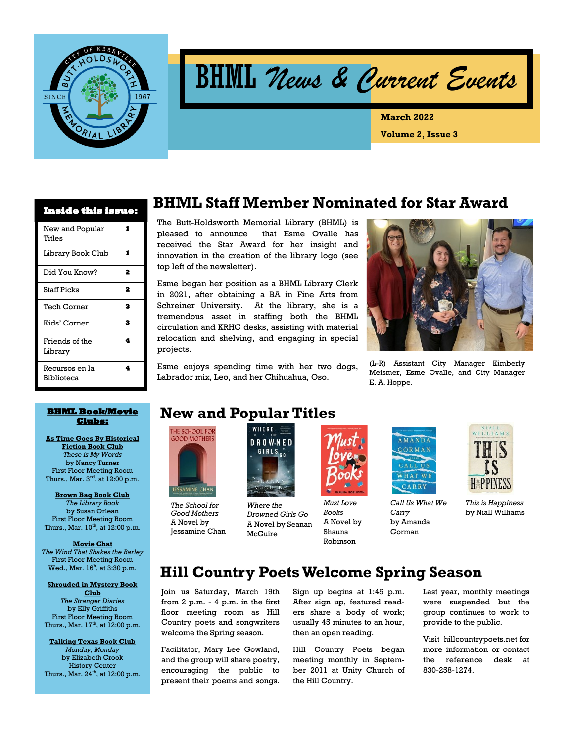# BHML *News & Current Events*

**March 2022**

**Volume 2, Issue 3**

**Inside this issue:**

| | |
|---|---|
| New and Popular Titles | 1 |
| Library Book Club | 1 |
| Did You Know? | 2 |
| Staff Picks | 2 |
| Tech Corner | 3 |
| Kids' Corner | 3 |
| Friends of the Library | 4 |
| Recursos en la Biblioteca | 4 |

## BHML Staff Member Nominated for Star Award

The Butt-Holdsworth Memorial Library (BHML) is pleased to announce that Esme Ovalle has received the Star Award for her insight and innovation in the creation of the library logo (see top left of the newsletter).

Esme began her position as a BHML Library Clerk in 2021, after obtaining a BA in Fine Arts from Schreiner University. At the library, she is a tremendous asset in staffing both the BHML circulation and KRHC desks, assisting with material relocation and shelving, and engaging in special projects.

Esme enjoys spending time with her two dogs, Labrador mix, Leo, and her Chihuahua, Oso.

(L-R) Assistant City Manager Kimberly Meismer, Esme Ovalle, and City Manager E. A. Hoppe.

**BHML Book/Movie Clubs:**

**As Time Goes By Historical Fiction Book Club**
*These is My Words*
by Nancy Turner
First Floor Meeting Room
Thurs., Mar. 3rd, at 12:00 p.m.

**Brown Bag Book Club**
*The Library Book*
by Susan Orlean
First Floor Meeting Room
Thurs., Mar. 10th, at 12:00 p.m.

**Movie Chat**
*The Wind That Shakes the Barley*
First Floor Meeting Room
Wed., Mar. 16th, at 3:30 p.m.

**Shrouded in Mystery Book Club**
*The Stranger Diaries*
by Elly Griffiths
First Floor Meeting Room
Thurs., Mar. 17th, at 12:00 p.m.

**Talking Texas Book Club**
*Monday, Monday*
by Elizabeth Crook
History Center
Thurs., Mar. 24th, at 12:00 p.m.

## New and Popular Titles

*The School for Good Mothers*
A Novel by Jessamine Chan

*Where the Drowned Girls Go*
A Novel by Seanan McGuire

*Must Love Books*
A Novel by Shauna Robinson

*Call Us What We Carry*
by Amanda Gorman

*This is Happiness*
by Niall Williams

## Hill Country Poets Welcome Spring Season

Join us Saturday, March 19th from 2 p.m. - 4 p.m. in the first floor meeting room as Hill Country poets and songwriters welcome the Spring season.

Facilitator, Mary Lee Gowland, and the group will share poetry, encouraging the public to present their poems and songs.

Sign up begins at 1:45 p.m. After sign up, featured readers share a body of work; usually 45 minutes to an hour, then an open reading.

Hill Country Poets began meeting monthly in September 2011 at Unity Church of the Hill Country.

Last year, monthly meetings were suspended but the group continues to work to provide to the public.

Visit hillcountrypoets.net for more information or contact the reference desk at 830-258-1274.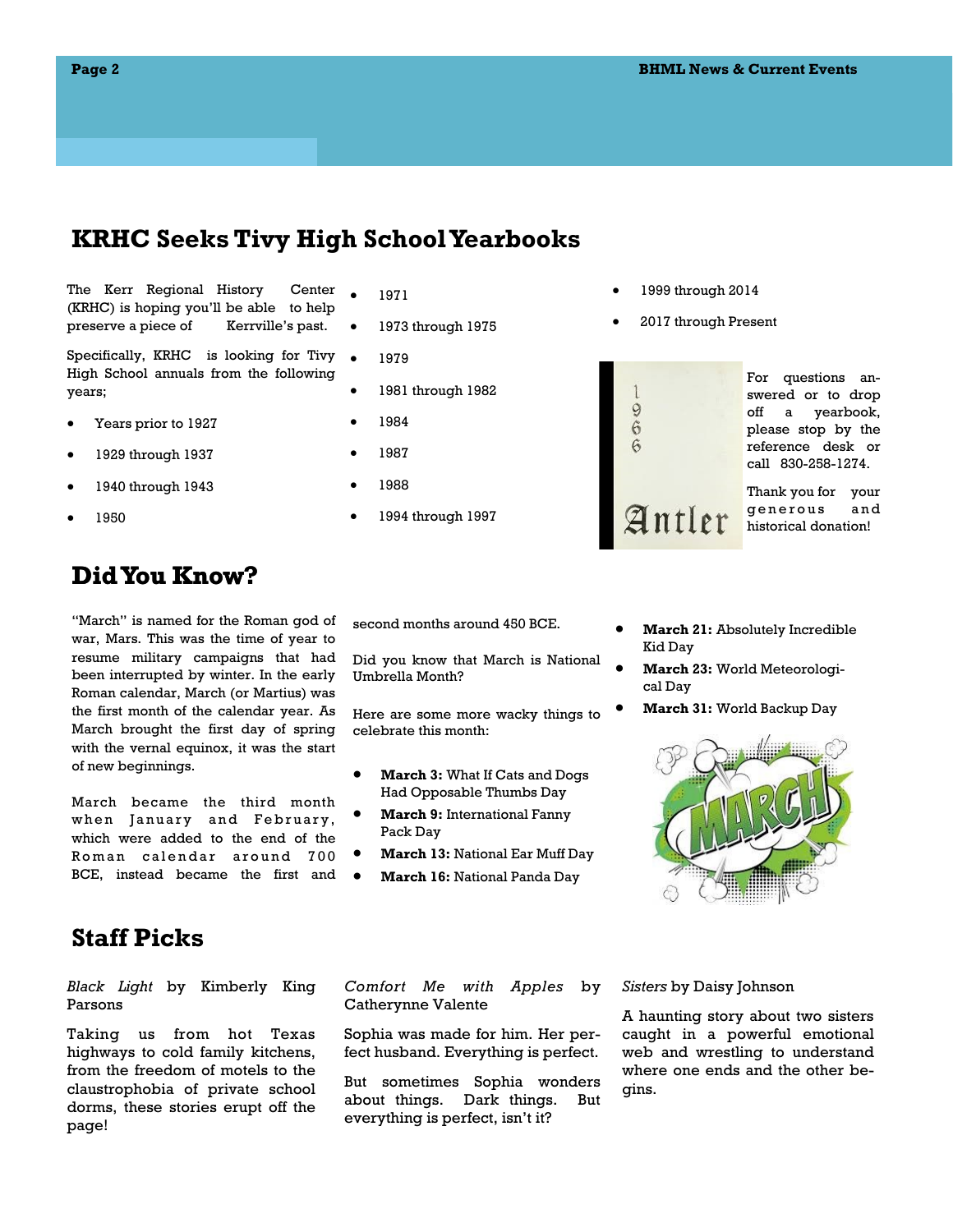## KRHC Seeks Tivy High School Yearbooks

The Kerr Regional History Center (KRHC) is hoping you'll be able to help preserve a piece of Kerrville's past.

Specifically, KRHC is looking for Tivy High School annuals from the following years;

- Years prior to 1927
- 1929 through 1937
- 1940 through 1943
- 1950
- 1971
- 1973 through 1975
- 1979
- 1981 through 1982
- 1984
- 1987
- 1988
- 1994 through 1997
- 1999 through 2014
- 2017 through Present

For questions answered or to drop off a yearbook, please stop by the reference desk or call 830-258-1274.

Thank you for your generous and historical donation!

## Did You Know?

"March" is named for the Roman god of war, Mars. This was the time of year to resume military campaigns that had been interrupted by winter. In the early Roman calendar, March (or Martius) was the first month of the calendar year. As March brought the first day of spring with the vernal equinox, it was the start of new beginnings.

March became the third month when January and February, which were added to the end of the Roman calendar around 700 BCE, instead became the first and second months around 450 BCE.

Did you know that March is National Umbrella Month?

Here are some more wacky things to celebrate this month:

- **March 3:** What If Cats and Dogs Had Opposable Thumbs Day
- **March 9:** International Fanny Pack Day
- **March 13:** National Ear Muff Day
- **March 16:** National Panda Day
- **March 21:** Absolutely Incredible Kid Day
- **March 23:** World Meteorological Day
- **March 31:** World Backup Day

## Staff Picks

*Black Light* by Kimberly King Parsons

Taking us from hot Texas highways to cold family kitchens, from the freedom of motels to the claustrophobia of private school dorms, these stories erupt off the page!

*Comfort Me with Apples* by Catherynne Valente

Sophia was made for him. Her perfect husband. Everything is perfect.

But sometimes Sophia wonders about things. Dark things. But everything is perfect, isn't it?

*Sisters* by Daisy Johnson

A haunting story about two sisters caught in a powerful emotional web and wrestling to understand where one ends and the other begins.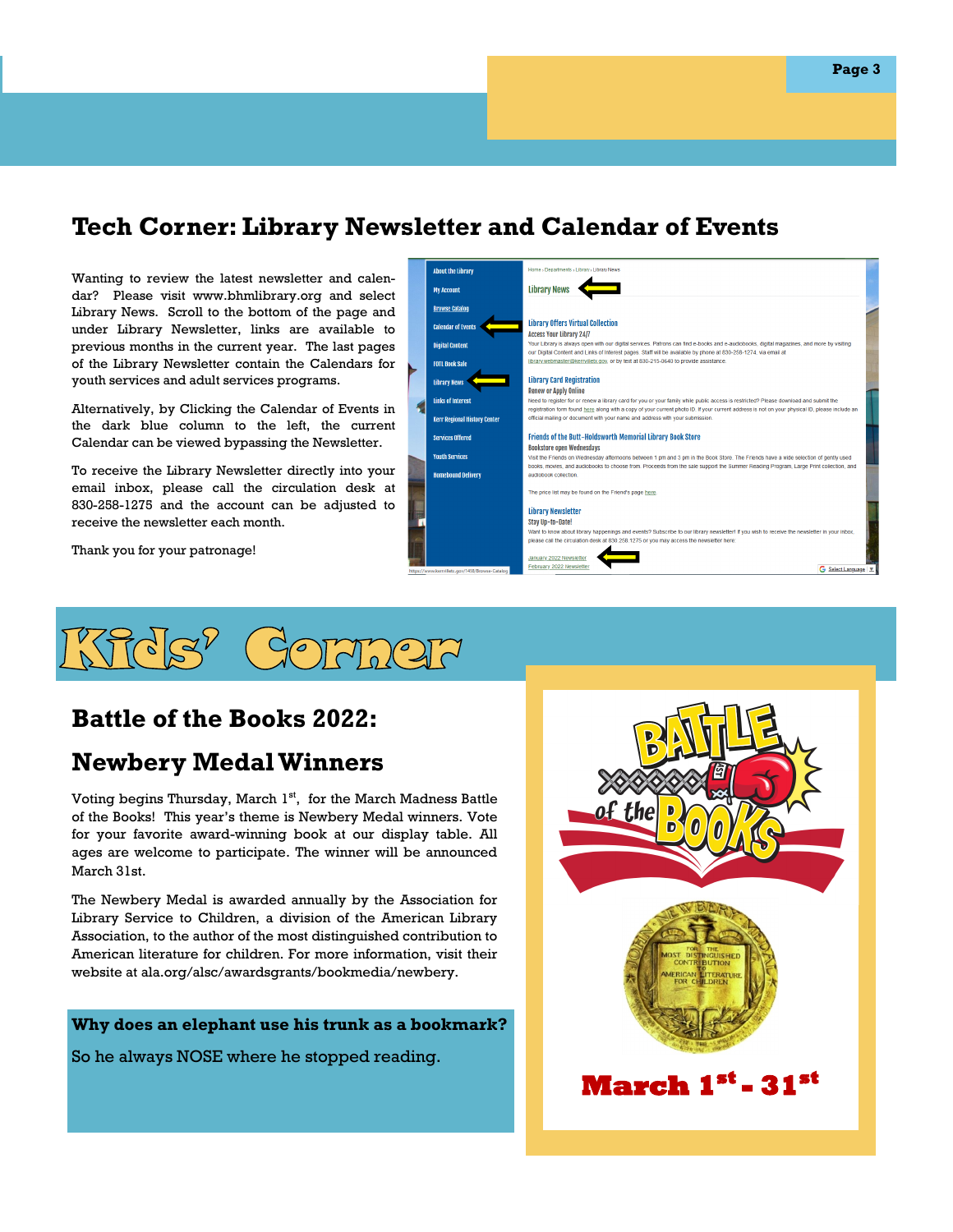## Tech Corner: Library Newsletter and Calendar of Events

Wanting to review the latest newsletter and calendar? Please visit www.bhmlibrary.org and select Library News. Scroll to the bottom of the page and under Library Newsletter, links are available to previous months in the current year. The last pages of the Library Newsletter contain the Calendars for youth services and adult services programs.

Alternatively, by Clicking the Calendar of Events in the dark blue column to the left, the current Calendar can be viewed bypassing the Newsletter.

To receive the Library Newsletter directly into your email inbox, please call the circulation desk at 830-258-1275 and the account can be adjusted to receive the newsletter each month.

Thank you for your patronage!

# Kids' Corner

## Battle of the Books 2022:

## Newbery Medal Winners

Voting begins Thursday, March 1st, for the March Madness Battle of the Books! This year's theme is Newbery Medal winners. Vote for your favorite award-winning book at our display table. All ages are welcome to participate. The winner will be announced March 31st.

The Newbery Medal is awarded annually by the Association for Library Service to Children, a division of the American Library Association, to the author of the most distinguished contribution to American literature for children. For more information, visit their website at ala.org/alsc/awardsgrants/bookmedia/newbery.

**Why does an elephant use his trunk as a bookmark?**

So he always NOSE where he stopped reading.

**March 1st - 31st**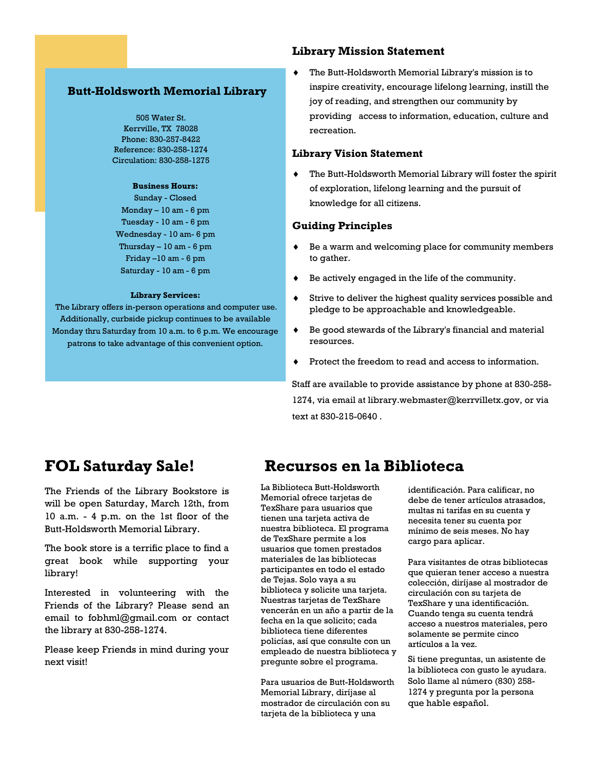## Butt-Holdsworth Memorial Library

505 Water St.
Kerrville, TX 78028
Phone: 830-257-8422
Reference: 830-258-1274
Circulation: 830-258-1275

**Business Hours:**

Sunday - Closed
Monday – 10 am - 6 pm
Tuesday - 10 am - 6 pm
Wednesday - 10 am- 6 pm
Thursday – 10 am - 6 pm
Friday –10 am - 6 pm
Saturday - 10 am - 6 pm

**Library Services:**

The Library offers in-person operations and computer use. Additionally, curbside pickup continues to be available Monday thru Saturday from 10 a.m. to 6 p.m. We encourage patrons to take advantage of this convenient option.

### Library Mission Statement

- The Butt-Holdsworth Memorial Library's mission is to inspire creativity, encourage lifelong learning, instill the joy of reading, and strengthen our community by providing access to information, education, culture and recreation.

### Library Vision Statement

- The Butt-Holdsworth Memorial Library will foster the spirit of exploration, lifelong learning and the pursuit of knowledge for all citizens.

### Guiding Principles

- Be a warm and welcoming place for community members to gather.
- Be actively engaged in the life of the community.
- Strive to deliver the highest quality services possible and pledge to be approachable and knowledgeable.
- Be good stewards of the Library's financial and material resources.
- Protect the freedom to read and access to information.

Staff are available to provide assistance by phone at 830-258-1274, via email at library.webmaster@kerrvilletx.gov, or via text at 830-215-0640 .

# FOL Saturday Sale!

The Friends of the Library Bookstore is will be open Saturday, March 12th, from 10 a.m. - 4 p.m. on the 1st floor of the Butt-Holdsworth Memorial Library.

The book store is a terrific place to find a great book while supporting your library!

Interested in volunteering with the Friends of the Library? Please send an email to fobhml@gmail.com or contact the library at 830-258-1274.

Please keep Friends in mind during your next visit!

# Recursos en la Biblioteca

La Biblioteca Butt-Holdsworth Memorial ofrece tarjetas de TexShare para usuarios que tienen una tarjeta activa de nuestra biblioteca. El programa de TexShare permite a los usuarios que tomen prestados materiales de las bibliotecas participantes en todo el estado de Tejas. Solo vaya a su biblioteca y solicite una tarjeta. Nuestras tarjetas de TexShare vencerán en un año a partir de la fecha en la que solicitó; cada biblioteca tiene diferentes policías, así que consulte con un empleado de nuestra biblioteca y pregunte sobre el programa.

Para usuarios de Butt-Holdsworth Memorial Library, diríjase al mostrador de circulación con su tarjeta de la biblioteca y una identificación. Para calificar, no debe de tener artículos atrasados, multas ni tarifas en su cuenta y necesita tener su cuenta por mínimo de seis meses. No hay cargo para aplicar.

Para visitantes de otras bibliotecas que quieran tener acceso a nuestra colección, diríjase al mostrador de circulación con su tarjeta de TexShare y una identificación. Cuando tenga su cuenta tendrá acceso a nuestros materiales, pero solamente se permite cinco artículos a la vez.

Si tiene preguntas, un asistente de la biblioteca con gusto le ayudara. Solo llame al número (830) 258-1274 y pregunta por la persona que hable español.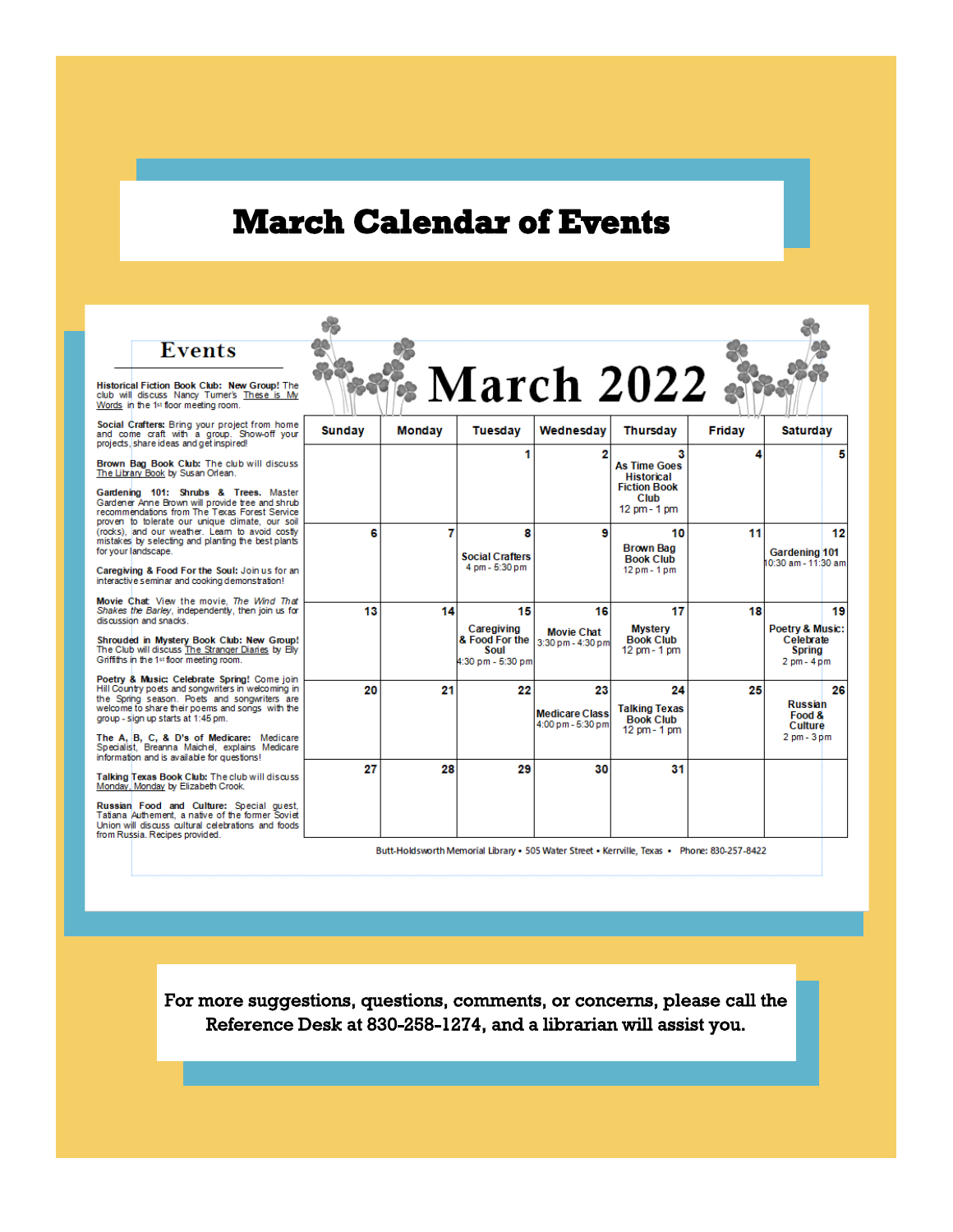# March Calendar of Events

## Events

**Historical Fiction Book Club: New Group!** The club will discuss Nancy Turner's These is My Words in the 1st floor meeting room.

**Social Crafters:** Bring your project from home and come craft with a group. Show-off your projects, share ideas and get inspired!

**Brown Bag Book Club:** The club will discuss The Library Book by Susan Orlean.

**Gardening 101: Shrubs & Trees.** Master Gardener Anne Brown will provide tree and shrub recommendations from The Texas Forest Service proven to tolerate our unique climate, our soil (rocks), and our weather. Learn to avoid costly mistakes by selecting and planting the best plants for your landscape.

**Caregiving & Food For the Soul:** Join us for an interactive seminar and cooking demonstration!

**Movie Chat:** View the movie, *The Wind That Shakes the Barley*, independently, then join us for discussion and snacks.

**Shrouded in Mystery Book Club: New Group!** The Club will discuss The Stranger Diaries by Elly Griffiths in the 1st floor meeting room.

**Poetry & Music: Celebrate Spring!** Come join Hill Country poets and songwriters in welcoming in the Spring season. Poets and songwriters are welcome to share their poems and songs with the group - sign up starts at 1:45 pm.

**The A, B, C, & D's of Medicare:** Medicare Specialist, Breanna Maichel, explains Medicare information and is available for questions!

**Talking Texas Book Club:** The club will discuss Monday, Monday by Elizabeth Crook.

**Russian Food and Culture:** Special guest, Tatiana Authement, a native of the former Soviet Union will discuss cultural celebrations and foods from Russia. Recipes provided.

## March 2022

| Sunday | Monday | Tuesday | Wednesday | Thursday | Friday | Saturday |
|---|---|---|---|---|---|---|
| | | 1 | 2 | 3 **As Time Goes Historical Fiction Book Club** 12 pm - 1 pm | 4 | 5 |
| 6 | 7 | 8 **Social Crafters** 4 pm - 5:30 pm | 9 | 10 **Brown Bag Book Club** 12 pm - 1 pm | 11 | 12 **Gardening 101** 10:30 am - 11:30 am |
| 13 | 14 | 15 **Caregiving & Food For the Soul** 4:30 pm - 5:30 pm | 16 **Movie Chat** 3:30 pm - 4:30 pm | 17 **Mystery Book Club** 12 pm - 1 pm | 18 | 19 **Poetry & Music: Celebrate Spring** 2 pm - 4 pm |
| 20 | 21 | 22 | 23 **Medicare Class** 4:00 pm - 5:30 pm | 24 **Talking Texas Book Club** 12 pm - 1 pm | 25 | 26 **Russian Food & Culture** 2 pm - 3 pm |
| 27 | 28 | 29 | 30 | 31 | | |

Butt-Holdsworth Memorial Library • 505 Water Street • Kerrville, Texas • Phone: 830-257-8422

For more suggestions, questions, comments, or concerns, please call the Reference Desk at 830-258-1274, and a librarian will assist you.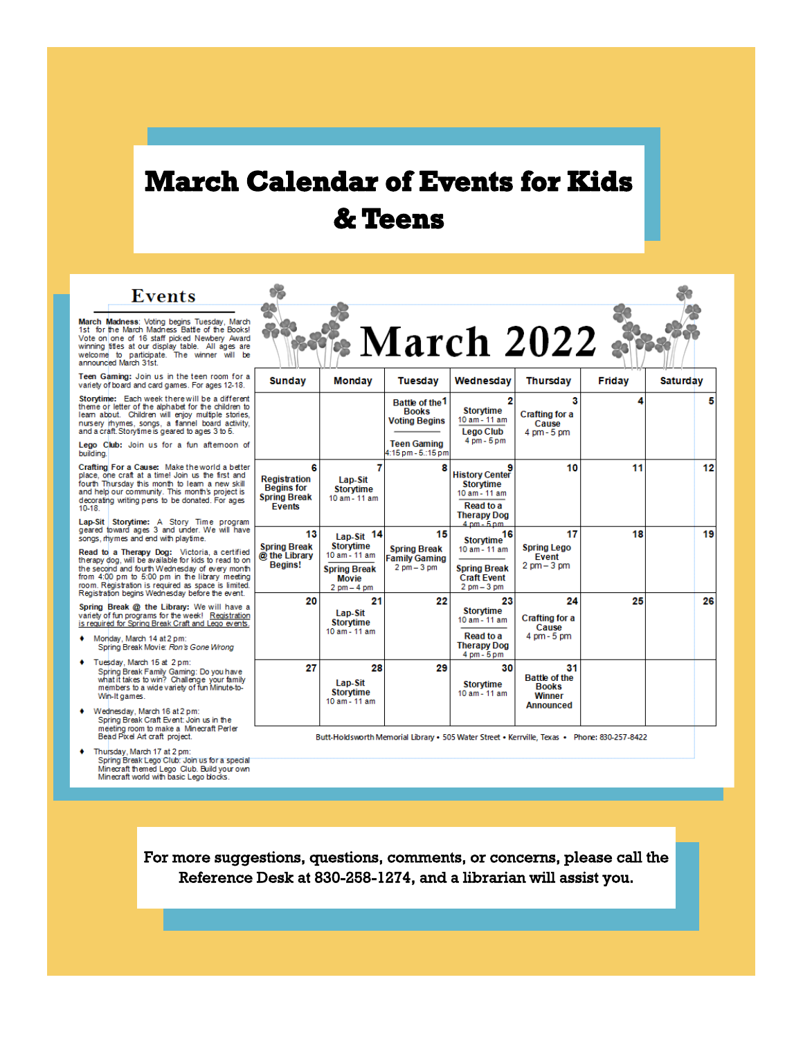# March Calendar of Events for Kids & Teens

## Events

**March Madness**: Voting begins Tuesday, March 1st for the March Madness Battle of the Books! Vote on one of 16 staff picked Newbery Award winning titles at our display table. All ages are welcome to participate. The winner will be announced March 31st.

**Teen Gaming**: Join us in the teen room for a variety of board and card games. For ages 12-18.

**Storytime**: Each week there will be a different theme or letter of the alphabet for the children to learn about. Children will enjoy multiple stories, nursery rhymes, songs, a flannel board activity, and a craft. Storytime is geared to ages 3 to 5.

**Lego Club**: Join us for a fun afternoon of building.

**Crafting For a Cause**: Make the world a better place, one craft at a time! Join us the first and fourth Thursday this month to learn a new skill and help our community. This month's project is decorating writing pens to be donated. For ages 10-18.

**Lap-Sit Storytime**: A Story Time program geared toward ages 3 and under. We will have songs, rhymes and end with playtime.

**Read to a Therapy Dog**: Victoria, a certified therapy dog, will be available for kids to read to on the second and fourth Wednesday of every month from 4:00 pm to 5:00 pm in the library meeting room. Registration is required as space is limited. Registration begins Wednesday before the event.

**Spring Break @ the Library**: We will have a variety of fun programs for the week! Registration is required for Spring Break Craft and Lego events.

- Monday, March 14 at 2 pm: Spring Break Movie: *Ron's Gone Wrong*
- Tuesday, March 15 at 2 pm: Spring Break Family Gaming: Do you have what it takes to win? Challenge your family members to a wide variety of fun Minute-to-Win-It games.
- Wednesday, March 16 at 2 pm: Spring Break Craft Event: Join us in the meeting room to make a Minecraft Perler Bead Pixel Art craft project.
- Thursday, March 17 at 2 pm: Spring Break Lego Club: Join us for a special Minecraft themed Lego Club. Build your own Minecraft world with basic Lego blocks.

## March 2022

| Sunday | Monday | Tuesday | Wednesday | Thursday | Friday | Saturday |
|---|---|---|---|---|---|---|
| | | 1 Battle of the Books Voting Begins; Teen Gaming 4:15 pm - 5:15 pm | 2 Storytime 10 am - 11 am; Lego Club 4 pm - 5 pm | 3 Crafting for a Cause 4 pm - 5 pm | 4 | 5 |
| 6 Registration Begins for Spring Break Events | 7 Lap-Sit Storytime 10 am - 11 am | 8 | 9 History Center Storytime 10 am - 11 am; Read to a Therapy Dog 4 pm - 5 pm | 10 | 11 | 12 |
| 13 Spring Break @ the Library Begins! | 14 Lap-Sit Storytime 10 am - 11 am; Spring Break Movie 2 pm – 4 pm | 15 Spring Break Family Gaming 2 pm – 3 pm | 16 Storytime 10 am - 11 am; Spring Break Craft Event 2 pm – 3 pm | 17 Spring Lego Event 2 pm – 3 pm | 18 | 19 |
| 20 | 21 Lap-Sit Storytime 10 am - 11 am | 22 | 23 Storytime 10 am - 11 am; Read to a Therapy Dog 4 pm - 5 pm | 24 Crafting for a Cause 4 pm - 5 pm | 25 | 26 |
| 27 | 28 Lap-Sit Storytime 10 am - 11 am | 29 | 30 Storytime 10 am - 11 am | 31 Battle of the Books Winner Announced | | |

Butt-Holdsworth Memorial Library • 505 Water Street • Kerrville, Texas • Phone: 830-257-8422

For more suggestions, questions, comments, or concerns, please call the Reference Desk at 830-258-1274, and a librarian will assist you.